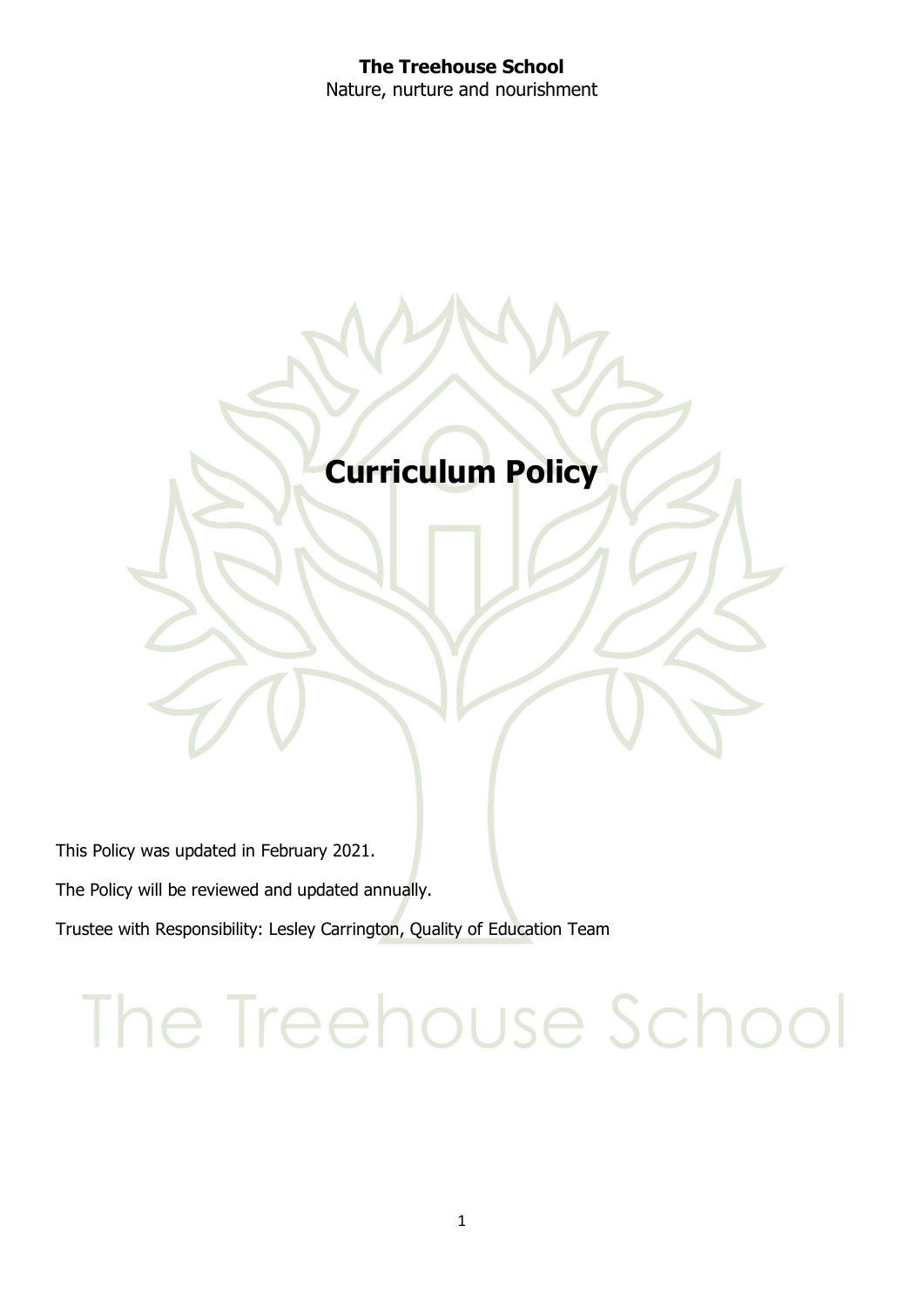**The Treehouse School**
Nature, nurture and nourishment

# Curriculum Policy

This Policy was updated in February 2021.

The Policy will be reviewed and updated annually.

Trustee with Responsibility: Lesley Carrington, Quality of Education Team

The Treehouse School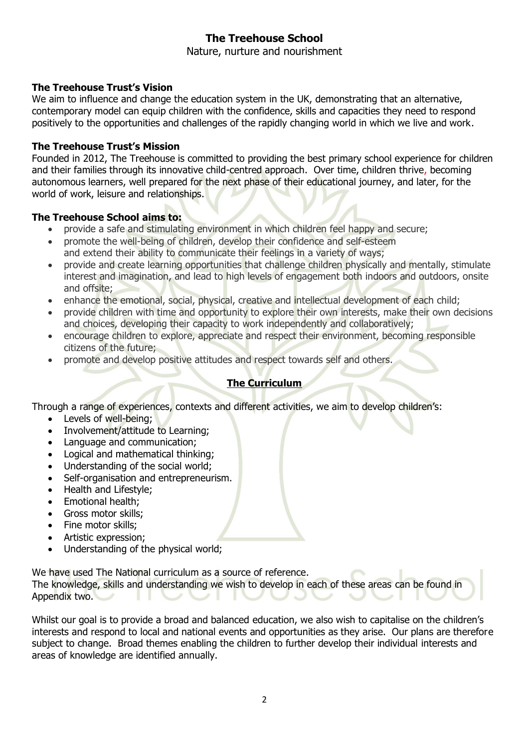# The Treehouse School

Nature, nurture and nourishment

### The Treehouse Trust's Vision

We aim to influence and change the education system in the UK, demonstrating that an alternative, contemporary model can equip children with the confidence, skills and capacities they need to respond positively to the opportunities and challenges of the rapidly changing world in which we live and work.

### The Treehouse Trust's Mission

Founded in 2012, The Treehouse is committed to providing the best primary school experience for children and their families through its innovative child-centred approach. Over time, children thrive, becoming autonomous learners, well prepared for the next phase of their educational journey, and later, for the world of work, leisure and relationships.

### The Treehouse School aims to:

- provide a safe and stimulating environment in which children feel happy and secure;
- promote the well-being of children, develop their confidence and self-esteem and extend their ability to communicate their feelings in a variety of ways;
- provide and create learning opportunities that challenge children physically and mentally, stimulate interest and imagination, and lead to high levels of engagement both indoors and outdoors, onsite and offsite;
- enhance the emotional, social, physical, creative and intellectual development of each child;
- provide children with time and opportunity to explore their own interests, make their own decisions and choices, developing their capacity to work independently and collaboratively;
- encourage children to explore, appreciate and respect their environment, becoming responsible citizens of the future;
- promote and develop positive attitudes and respect towards self and others.

## The Curriculum

Through a range of experiences, contexts and different activities, we aim to develop children's:

- Levels of well-being;
- Involvement/attitude to Learning;
- Language and communication;
- Logical and mathematical thinking;
- Understanding of the social world;
- Self-organisation and entrepreneurism.
- Health and Lifestyle;
- Emotional health;
- Gross motor skills;
- Fine motor skills;
- Artistic expression;
- Understanding of the physical world;

We have used The National curriculum as a source of reference.
The knowledge, skills and understanding we wish to develop in each of these areas can be found in Appendix two.

Whilst our goal is to provide a broad and balanced education, we also wish to capitalise on the children's interests and respond to local and national events and opportunities as they arise. Our plans are therefore subject to change. Broad themes enabling the children to further develop their individual interests and areas of knowledge are identified annually.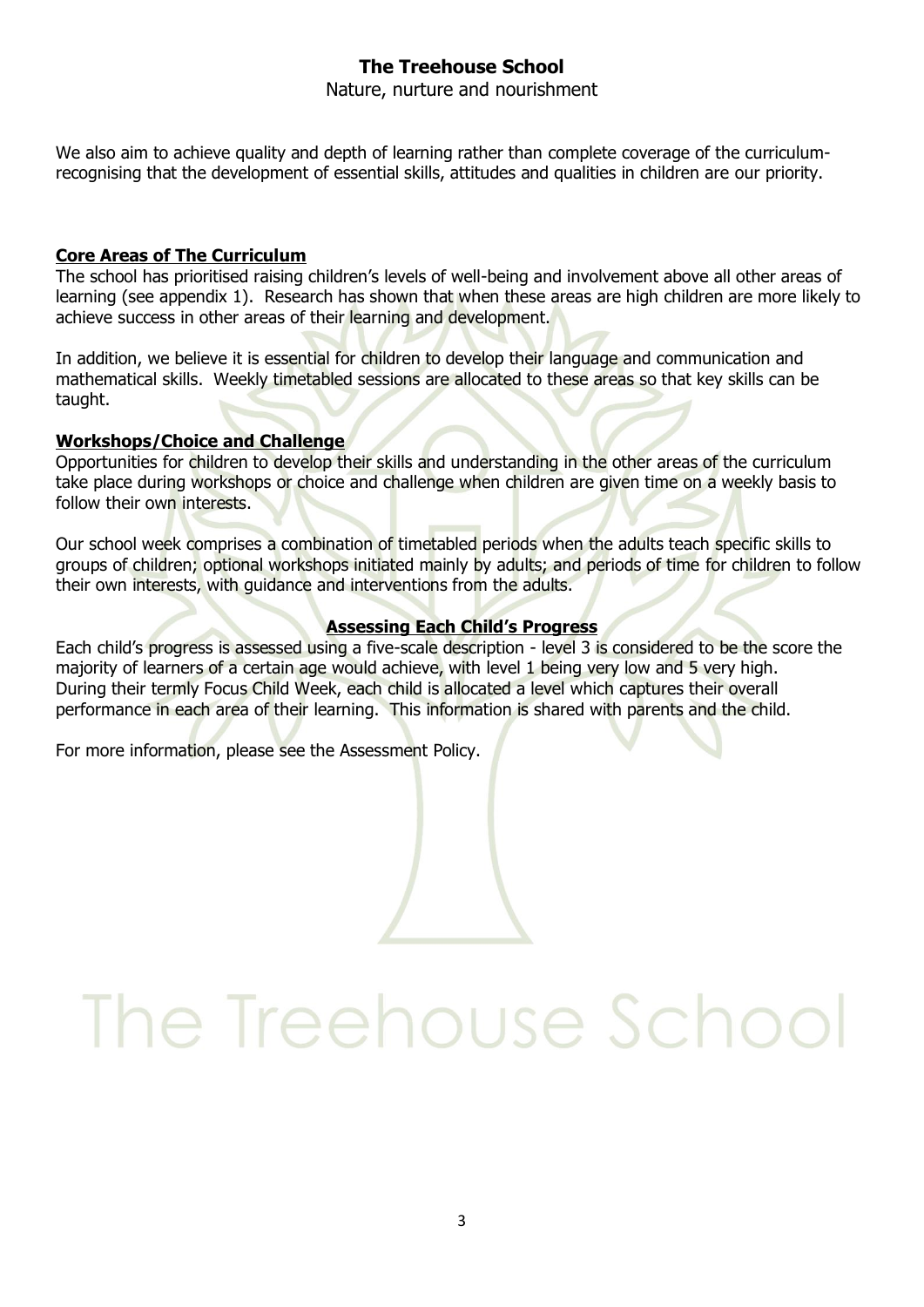We also aim to achieve quality and depth of learning rather than complete coverage of the curriculum-recognising that the development of essential skills, attitudes and qualities in children are our priority.

## Core Areas of The Curriculum

The school has prioritised raising children's levels of well-being and involvement above all other areas of learning (see appendix 1). Research has shown that when these areas are high children are more likely to achieve success in other areas of their learning and development.

In addition, we believe it is essential for children to develop their language and communication and mathematical skills. Weekly timetabled sessions are allocated to these areas so that key skills can be taught.

## Workshops/Choice and Challenge

Opportunities for children to develop their skills and understanding in the other areas of the curriculum take place during workshops or choice and challenge when children are given time on a weekly basis to follow their own interests.

Our school week comprises a combination of timetabled periods when the adults teach specific skills to groups of children; optional workshops initiated mainly by adults; and periods of time for children to follow their own interests, with guidance and interventions from the adults.

## Assessing Each Child's Progress

Each child's progress is assessed using a five-scale description - level 3 is considered to be the score the majority of learners of a certain age would achieve, with level 1 being very low and 5 very high. During their termly Focus Child Week, each child is allocated a level which captures their overall performance in each area of their learning. This information is shared with parents and the child.

For more information, please see the Assessment Policy.